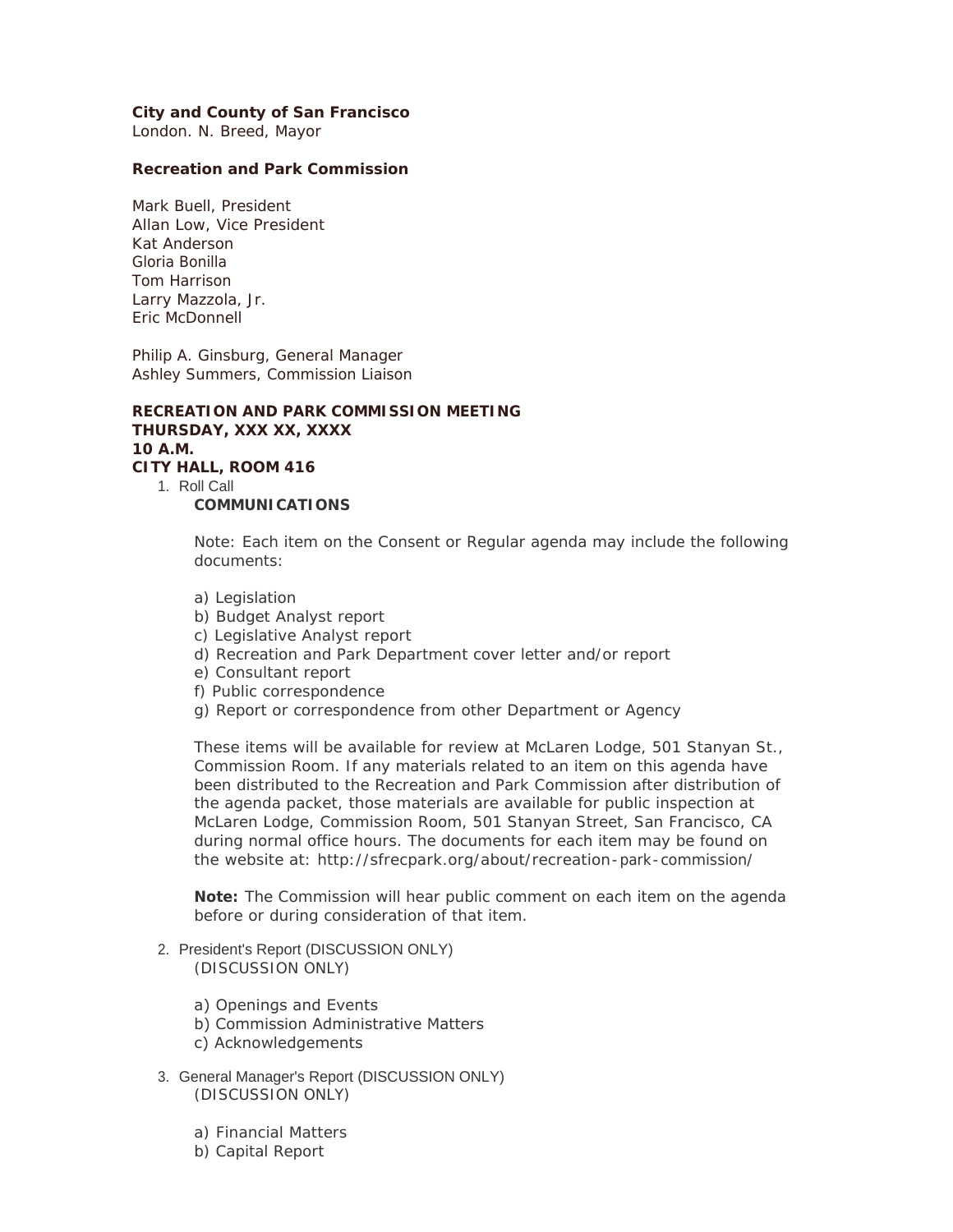**City and County of San Francisco**
London. N. Breed, Mayor

**Recreation and Park Commission**

Mark Buell, President
Allan Low, Vice President
Kat Anderson
Gloria Bonilla
Tom Harrison
Larry Mazzola, Jr.
Eric McDonnell

Philip A. Ginsburg, General Manager
Ashley Summers, Commission Liaison

**RECREATION AND PARK COMMISSION MEETING**
**THURSDAY, XXX XX, XXXX**
**10 A.M.**
**CITY HALL, ROOM 416**

1. Roll Call

   **COMMUNICATIONS**

   Note: Each item on the Consent or Regular agenda may include the following documents:

   a) Legislation
   b) Budget Analyst report
   c) Legislative Analyst report
   d) Recreation and Park Department cover letter and/or report
   e) Consultant report
   f) Public correspondence
   g) Report or correspondence from other Department or Agency

   These items will be available for review at McLaren Lodge, 501 Stanyan St., Commission Room. If any materials related to an item on this agenda have been distributed to the Recreation and Park Commission after distribution of the agenda packet, those materials are available for public inspection at McLaren Lodge, Commission Room, 501 Stanyan Street, San Francisco, CA during normal office hours. The documents for each item may be found on the website at: http://sfrecpark.org/about/recreation-park-commission/

   **Note:** The Commission will hear public comment on each item on the agenda before or during consideration of that item.

2. President's Report (DISCUSSION ONLY)

   (DISCUSSION ONLY)

   a) Openings and Events
   b) Commission Administrative Matters
   c) Acknowledgements

3. General Manager's Report (DISCUSSION ONLY)

   (DISCUSSION ONLY)

   a) Financial Matters
   b) Capital Report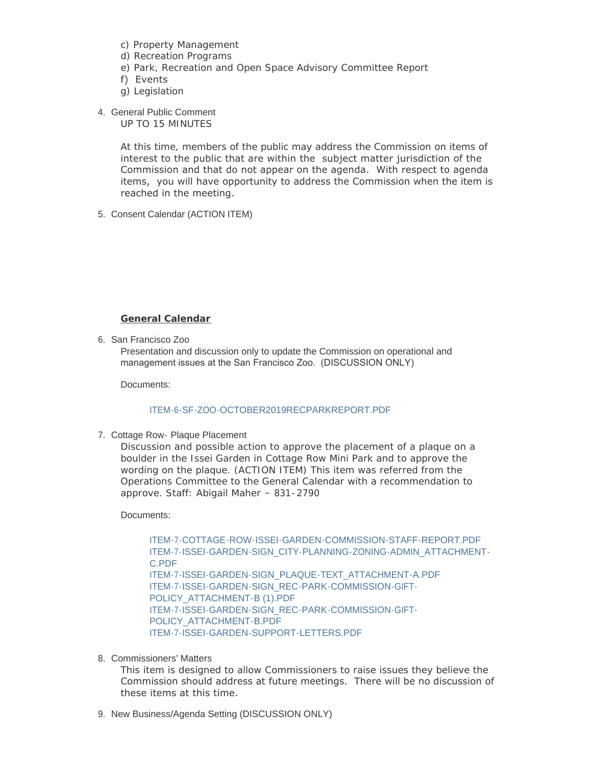c) Property Management
d) Recreation Programs
e) Park, Recreation and Open Space Advisory Committee Report
f) Events
g) Legislation

4. General Public Comment

   UP TO 15 MINUTES

   At this time, members of the public may address the Commission on items of interest to the public that are within the subject matter jurisdiction of the Commission and that do not appear on the agenda. With respect to agenda items, you will have opportunity to address the Commission when the item is reached in the meeting.

5. Consent Calendar (ACTION ITEM)

## **General Calendar**

6. San Francisco Zoo

   Presentation and discussion only to update the Commission on operational and management issues at the San Francisco Zoo. (DISCUSSION ONLY)

   Documents:

   ITEM-6-SF-ZOO-OCTOBER2019RECPARKREPORT.PDF

7. Cottage Row- Plaque Placement

   Discussion and possible action to approve the placement of a plaque on a boulder in the Issei Garden in Cottage Row Mini Park and to approve the wording on the plaque. (ACTION ITEM) This item was referred from the Operations Committee to the General Calendar with a recommendation to approve. Staff: Abigail Maher – 831-2790

   Documents:

   ITEM-7-COTTAGE-ROW-ISSEI-GARDEN-COMMISSION-STAFF-REPORT.PDF
   ITEM-7-ISSEI-GARDEN-SIGN_CITY-PLANNING-ZONING-ADMIN_ATTACHMENT-C.PDF
   ITEM-7-ISSEI-GARDEN-SIGN_PLAQUE-TEXT_ATTACHMENT-A.PDF
   ITEM-7-ISSEI-GARDEN-SIGN_REC-PARK-COMMISSION-GIFT-POLICY_ATTACHMENT-B (1).PDF
   ITEM-7-ISSEI-GARDEN-SIGN_REC-PARK-COMMISSION-GIFT-POLICY_ATTACHMENT-B.PDF
   ITEM-7-ISSEI-GARDEN-SUPPORT-LETTERS.PDF

8. Commissioners' Matters

   This item is designed to allow Commissioners to raise issues they believe the Commission should address at future meetings. There will be no discussion of these items at this time.

9. New Business/Agenda Setting (DISCUSSION ONLY)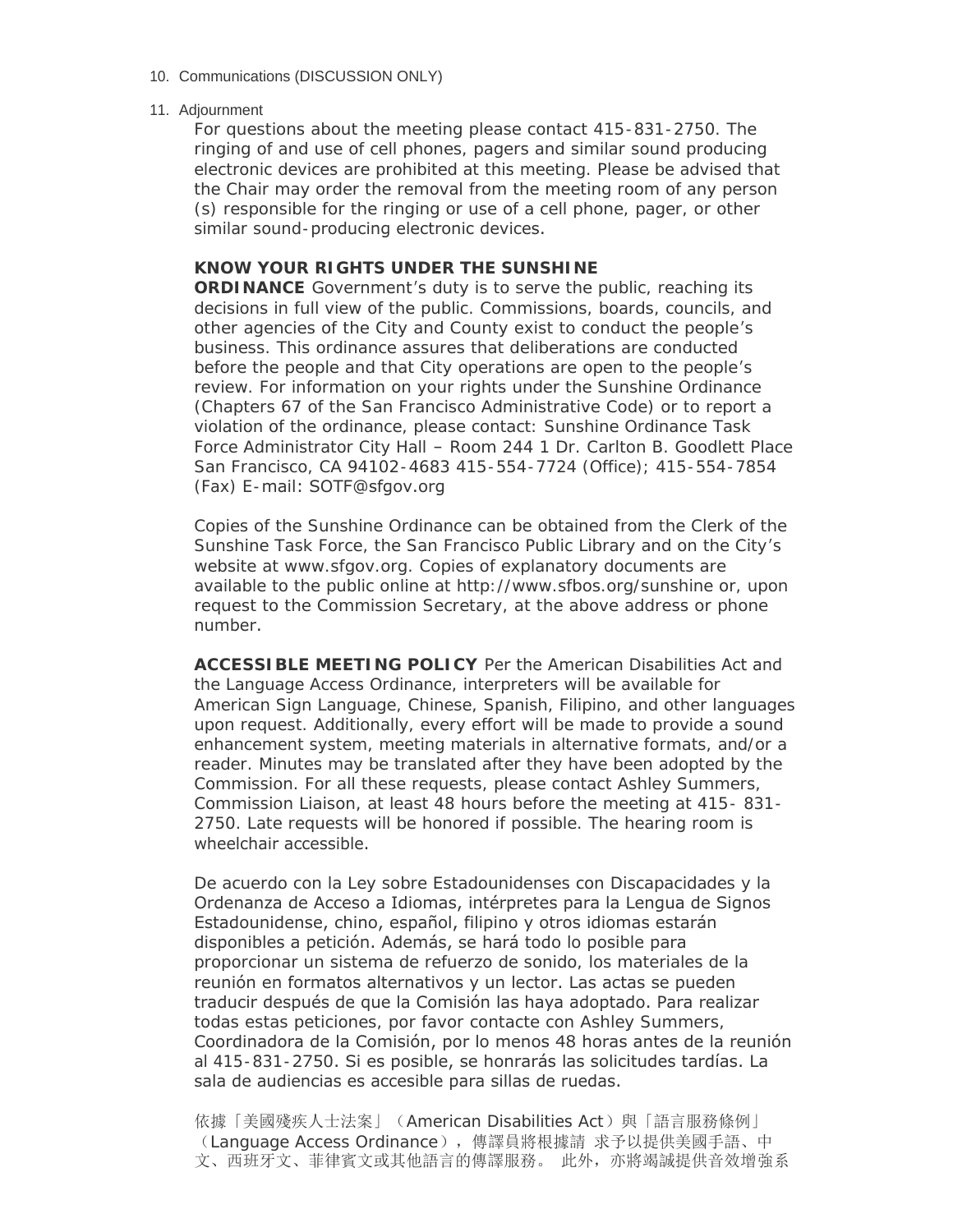10. Communications (DISCUSSION ONLY)

11. Adjournment

For questions about the meeting please contact 415-831-2750. The ringing of and use of cell phones, pagers and similar sound producing electronic devices are prohibited at this meeting. Please be advised that the Chair may order the removal from the meeting room of any person (s) responsible for the ringing or use of a cell phone, pager, or other similar sound-producing electronic devices.

**KNOW YOUR RIGHTS UNDER THE SUNSHINE ORDINANCE** Government's duty is to serve the public, reaching its decisions in full view of the public. Commissions, boards, councils, and other agencies of the City and County exist to conduct the people's business. This ordinance assures that deliberations are conducted before the people and that City operations are open to the people's review. For information on your rights under the Sunshine Ordinance (Chapters 67 of the San Francisco Administrative Code) or to report a violation of the ordinance, please contact: Sunshine Ordinance Task Force Administrator City Hall – Room 244 1 Dr. Carlton B. Goodlett Place San Francisco, CA 94102-4683 415-554-7724 (Office); 415-554-7854 (Fax) E-mail: SOTF@sfgov.org

Copies of the Sunshine Ordinance can be obtained from the Clerk of the Sunshine Task Force, the San Francisco Public Library and on the City's website at www.sfgov.org. Copies of explanatory documents are available to the public online at http://www.sfbos.org/sunshine or, upon request to the Commission Secretary, at the above address or phone number.

**ACCESSIBLE MEETING POLICY** Per the American Disabilities Act and the Language Access Ordinance, interpreters will be available for American Sign Language, Chinese, Spanish, Filipino, and other languages upon request. Additionally, every effort will be made to provide a sound enhancement system, meeting materials in alternative formats, and/or a reader. Minutes may be translated after they have been adopted by the Commission. For all these requests, please contact Ashley Summers, Commission Liaison, at least 48 hours before the meeting at 415- 831-2750. Late requests will be honored if possible. The hearing room is wheelchair accessible.

De acuerdo con la Ley sobre Estadounidenses con Discapacidades y la Ordenanza de Acceso a Idiomas, intérpretes para la Lengua de Signos Estadounidense, chino, español, filipino y otros idiomas estarán disponibles a petición. Además, se hará todo lo posible para proporcionar un sistema de refuerzo de sonido, los materiales de la reunión en formatos alternativos y un lector. Las actas se pueden traducir después de que la Comisión las haya adoptado. Para realizar todas estas peticiones, por favor contacte con Ashley Summers, Coordinadora de la Comisión, por lo menos 48 horas antes de la reunión al 415-831-2750. Si es posible, se honrarás las solicitudes tardías. La sala de audiencias es accesible para sillas de ruedas.

依據「美國殘疾人士法案」（American Disabilities Act）與「語言服務條例」（Language Access Ordinance），傳譯員將根據請 求予以提供美國手語、中文、西班牙文、菲律賓文或其他語言的傳譯服務。 此外，亦將竭誠提供音效增強系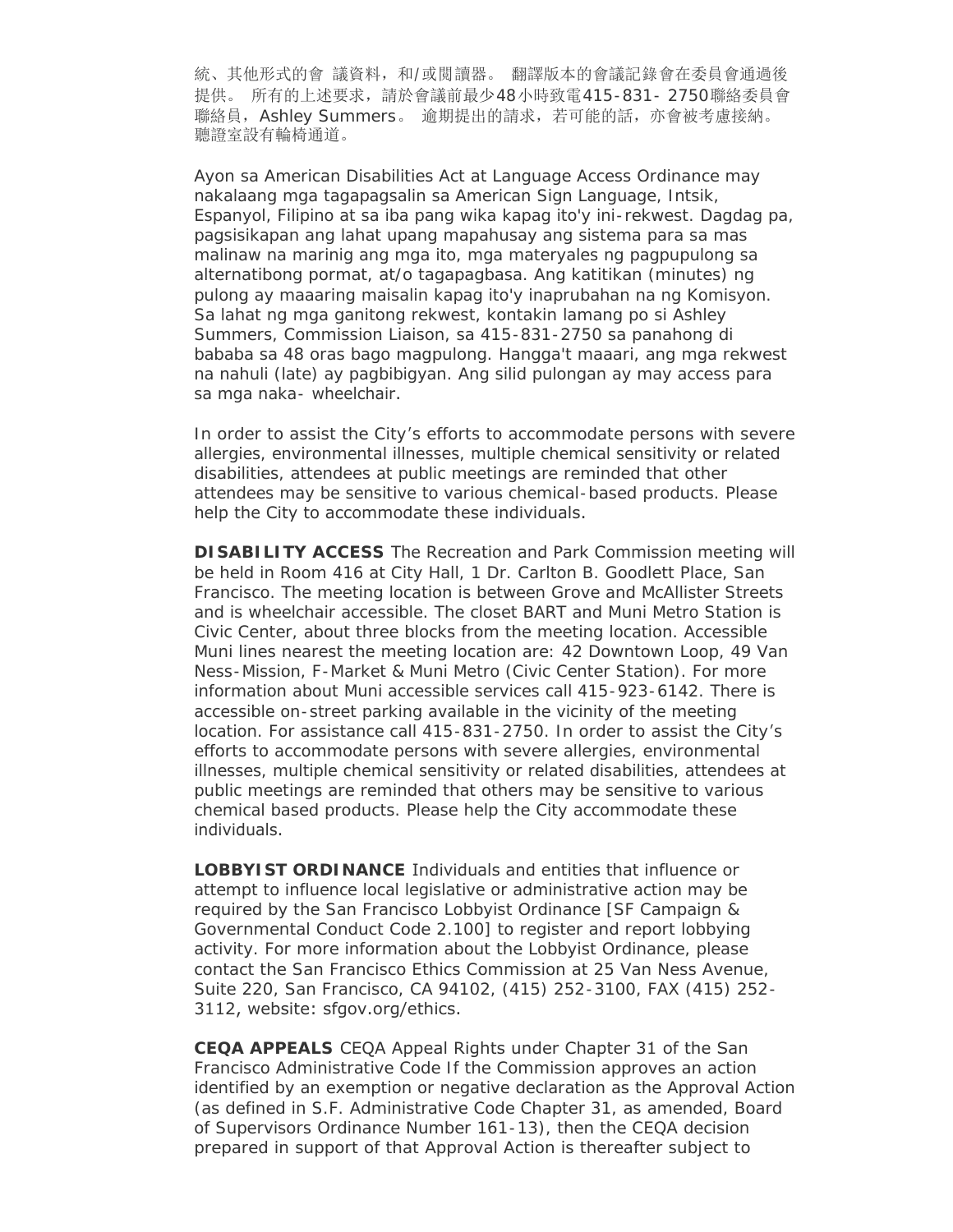統、其他形式的會 議資料，和/或閱讀器。 翻譯版本的會議記錄會在委員會通過後提供。 所有的上述要求，請於會議前最少48小時致電415-831- 2750聯絡委員會聯絡員，Ashley Summers。 逾期提出的請求，若可能的話，亦會被考慮接納。 聽證室設有輪椅通道。

Ayon sa American Disabilities Act at Language Access Ordinance may nakalaang mga tagapagsalin sa American Sign Language, Intsik, Espanyol, Filipino at sa iba pang wika kapag ito'y ini-rekwest. Dagdag pa, pagsisikapan ang lahat upang mapahusay ang sistema para sa mas malinaw na marinig ang mga ito, mga materyales ng pagpupulong sa alternatibong pormat, at/o tagapagbasa. Ang katitikan (minutes) ng pulong ay maaaring maisalin kapag ito'y inaprubahan na ng Komisyon. Sa lahat ng mga ganitong rekwest, kontakin lamang po si Ashley Summers, Commission Liaison, sa 415-831-2750 sa panahong di bababa sa 48 oras bago magpulong. Hangga't maaari, ang mga rekwest na nahuli (late) ay pagbibigyan. Ang silid pulongan ay may access para sa mga naka- wheelchair.

In order to assist the City's efforts to accommodate persons with severe allergies, environmental illnesses, multiple chemical sensitivity or related disabilities, attendees at public meetings are reminded that other attendees may be sensitive to various chemical-based products. Please help the City to accommodate these individuals.

**DISABILITY ACCESS** The Recreation and Park Commission meeting will be held in Room 416 at City Hall, 1 Dr. Carlton B. Goodlett Place, San Francisco. The meeting location is between Grove and McAllister Streets and is wheelchair accessible. The closet BART and Muni Metro Station is Civic Center, about three blocks from the meeting location. Accessible Muni lines nearest the meeting location are: 42 Downtown Loop, 49 Van Ness-Mission, F-Market & Muni Metro (Civic Center Station). For more information about Muni accessible services call 415-923-6142. There is accessible on-street parking available in the vicinity of the meeting location. For assistance call 415-831-2750. In order to assist the City's efforts to accommodate persons with severe allergies, environmental illnesses, multiple chemical sensitivity or related disabilities, attendees at public meetings are reminded that others may be sensitive to various chemical based products. Please help the City accommodate these individuals.

**LOBBYIST ORDINANCE** Individuals and entities that influence or attempt to influence local legislative or administrative action may be required by the San Francisco Lobbyist Ordinance [SF Campaign & Governmental Conduct Code 2.100] to register and report lobbying activity. For more information about the Lobbyist Ordinance, please contact the San Francisco Ethics Commission at 25 Van Ness Avenue, Suite 220, San Francisco, CA 94102, (415) 252-3100, FAX (415) 252-3112, website: sfgov.org/ethics.

**CEQA APPEALS** CEQA Appeal Rights under Chapter 31 of the San Francisco Administrative Code If the Commission approves an action identified by an exemption or negative declaration as the Approval Action (as defined in S.F. Administrative Code Chapter 31, as amended, Board of Supervisors Ordinance Number 161-13), then the CEQA decision prepared in support of that Approval Action is thereafter subject to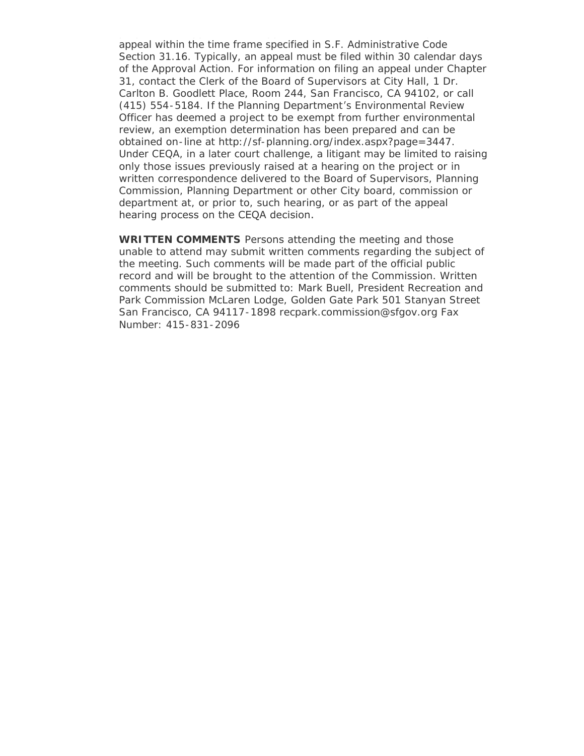appeal within the time frame specified in S.F. Administrative Code Section 31.16. Typically, an appeal must be filed within 30 calendar days of the Approval Action. For information on filing an appeal under Chapter 31, contact the Clerk of the Board of Supervisors at City Hall, 1 Dr. Carlton B. Goodlett Place, Room 244, San Francisco, CA 94102, or call (415) 554-5184. If the Planning Department's Environmental Review Officer has deemed a project to be exempt from further environmental review, an exemption determination has been prepared and can be obtained on-line at http://sf-planning.org/index.aspx?page=3447. Under CEQA, in a later court challenge, a litigant may be limited to raising only those issues previously raised at a hearing on the project or in written correspondence delivered to the Board of Supervisors, Planning Commission, Planning Department or other City board, commission or department at, or prior to, such hearing, or as part of the appeal hearing process on the CEQA decision.

**WRITTEN COMMENTS** Persons attending the meeting and those unable to attend may submit written comments regarding the subject of the meeting. Such comments will be made part of the official public record and will be brought to the attention of the Commission. Written comments should be submitted to: Mark Buell, President Recreation and Park Commission McLaren Lodge, Golden Gate Park 501 Stanyan Street San Francisco, CA 94117-1898 recpark.commission@sfgov.org Fax Number: 415-831-2096